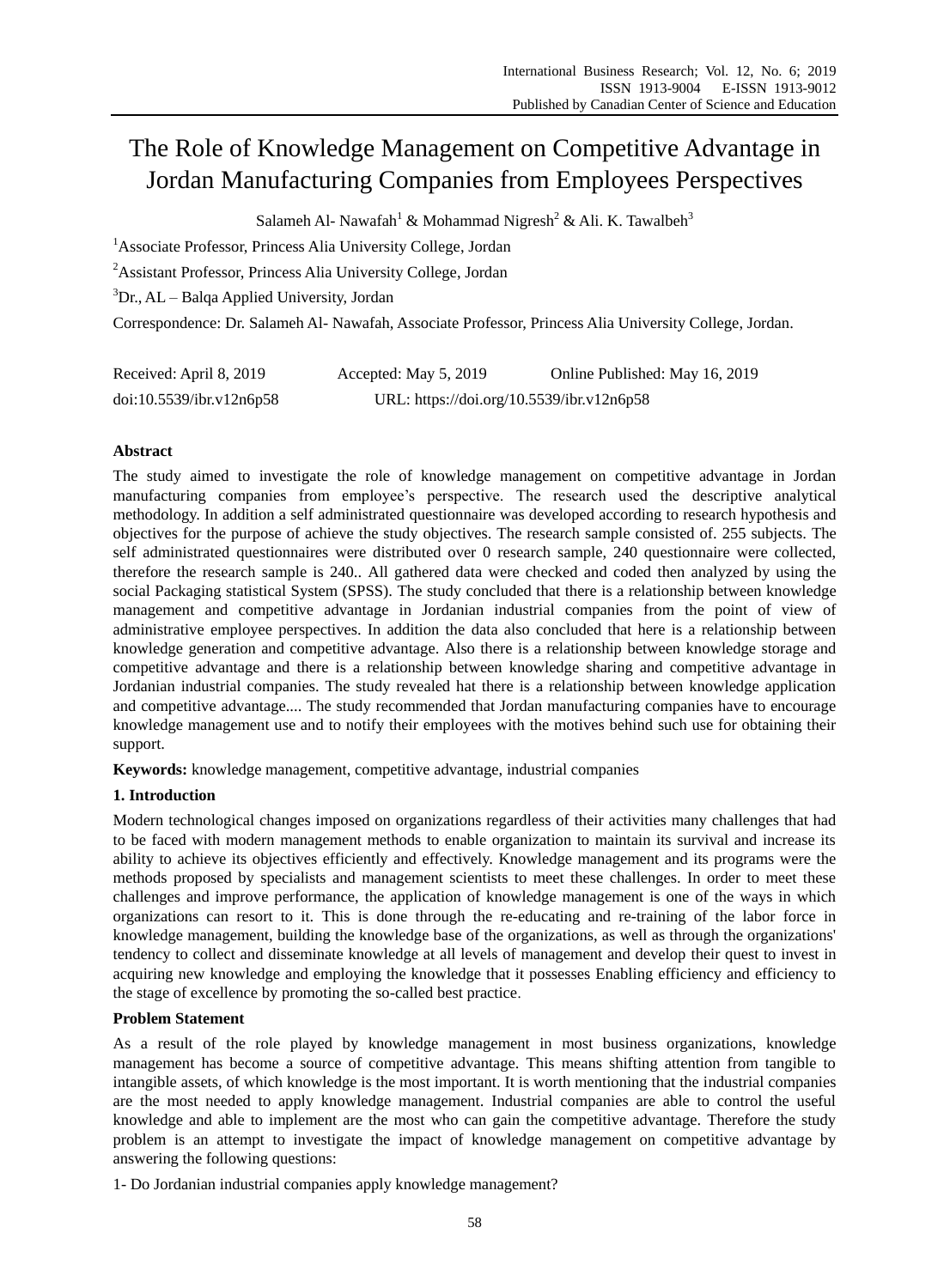# The Role of Knowledge Management on Competitive Advantage in Jordan Manufacturing Companies from Employees Perspectives

Salameh Al- Nawafah[1] & Mohammad Nigresh[2] & Ali. K. Tawalbeh[3]

[1]Associate Professor, Princess Alia University College, Jordan

[2]Assistant Professor, Princess Alia University College, Jordan

[3]Dr., AL – Balqa Applied University, Jordan

Correspondence: Dr. Salameh Al- Nawafah, Associate Professor, Princess Alia University College, Jordan.

Received: April 8, 2019 Accepted: May 5, 2019 Online Published: May 16, 2019

doi:10.5539/ibr.v12n6p58 URL: https://doi.org/10.5539/ibr.v12n6p58

## Abstract

The study aimed to investigate the role of knowledge management on competitive advantage in Jordan manufacturing companies from employee's perspective. The research used the descriptive analytical methodology. In addition a self administrated questionnaire was developed according to research hypothesis and objectives for the purpose of achieve the study objectives. The research sample consisted of. 255 subjects. The self administrated questionnaires were distributed over 0 research sample, 240 questionnaire were collected, therefore the research sample is 240.. All gathered data were checked and coded then analyzed by using the social Packaging statistical System (SPSS). The study concluded that there is a relationship between knowledge management and competitive advantage in Jordanian industrial companies from the point of view of administrative employee perspectives. In addition the data also concluded that here is a relationship between knowledge generation and competitive advantage. Also there is a relationship between knowledge storage and competitive advantage and there is a relationship between knowledge sharing and competitive advantage in Jordanian industrial companies. The study revealed hat there is a relationship between knowledge application and competitive advantage.... The study recommended that Jordan manufacturing companies have to encourage knowledge management use and to notify their employees with the motives behind such use for obtaining their support.

**Keywords:** knowledge management, competitive advantage, industrial companies

## 1. Introduction

Modern technological changes imposed on organizations regardless of their activities many challenges that had to be faced with modern management methods to enable organization to maintain its survival and increase its ability to achieve its objectives efficiently and effectively. Knowledge management and its programs were the methods proposed by specialists and management scientists to meet these challenges. In order to meet these challenges and improve performance, the application of knowledge management is one of the ways in which organizations can resort to it. This is done through the re-educating and re-training of the labor force in knowledge management, building the knowledge base of the organizations, as well as through the organizations' tendency to collect and disseminate knowledge at all levels of management and develop their quest to invest in acquiring new knowledge and employing the knowledge that it possesses Enabling efficiency and efficiency to the stage of excellence by promoting the so-called best practice.

### Problem Statement

As a result of the role played by knowledge management in most business organizations, knowledge management has become a source of competitive advantage. This means shifting attention from tangible to intangible assets, of which knowledge is the most important. It is worth mentioning that the industrial companies are the most needed to apply knowledge management. Industrial companies are able to control the useful knowledge and able to implement are the most who can gain the competitive advantage. Therefore the study problem is an attempt to investigate the impact of knowledge management on competitive advantage by answering the following questions:

1- Do Jordanian industrial companies apply knowledge management?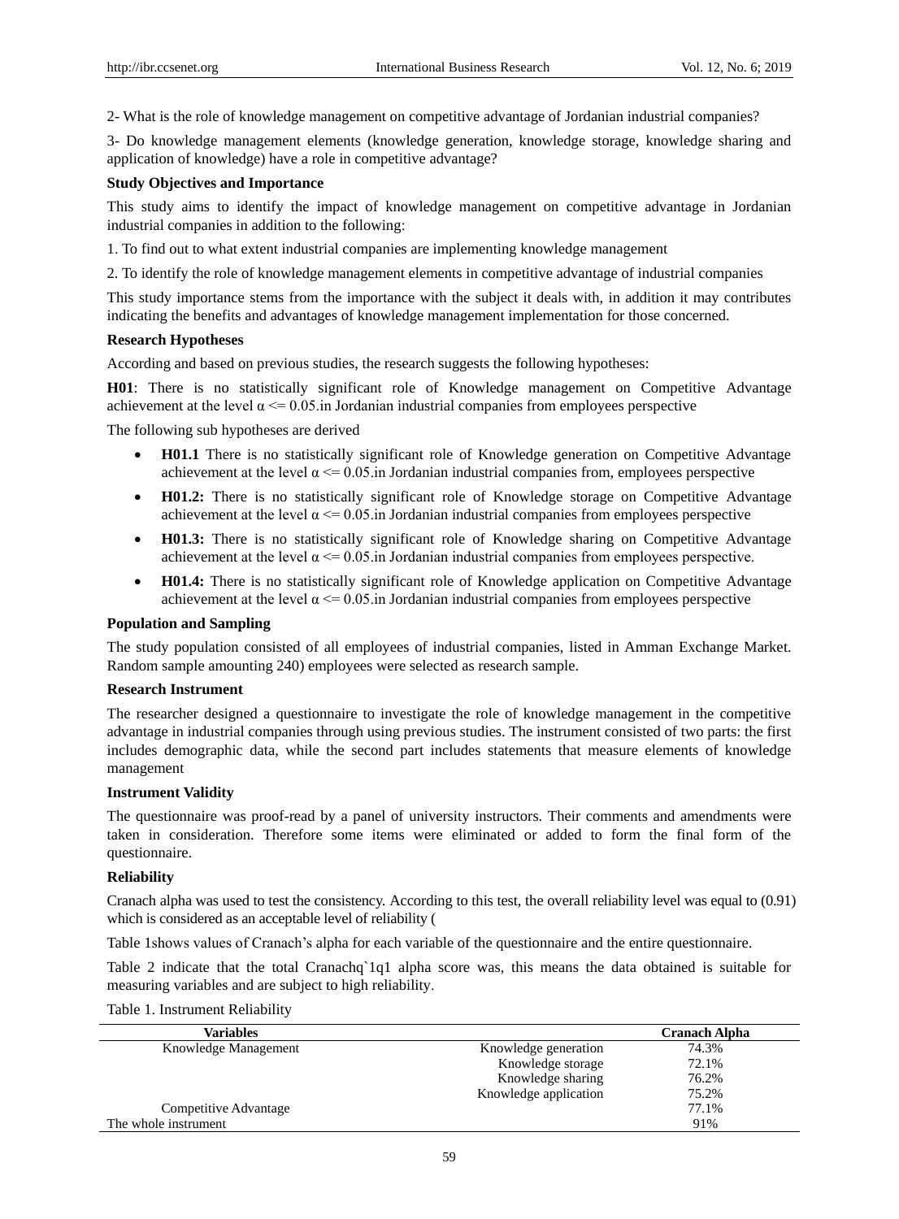2- What is the role of knowledge management on competitive advantage of Jordanian industrial companies?

3- Do knowledge management elements (knowledge generation, knowledge storage, knowledge sharing and application of knowledge) have a role in competitive advantage?

**Study Objectives and Importance**

This study aims to identify the impact of knowledge management on competitive advantage in Jordanian industrial companies in addition to the following:

1. To find out to what extent industrial companies are implementing knowledge management

2. To identify the role of knowledge management elements in competitive advantage of industrial companies

This study importance stems from the importance with the subject it deals with, in addition it may contributes indicating the benefits and advantages of knowledge management implementation for those concerned.

**Research Hypotheses**

According and based on previous studies, the research suggests the following hypotheses:

**H01**: There is no statistically significant role of Knowledge management on Competitive Advantage achievement at the level $\alpha <= 0.05$.in Jordanian industrial companies from employees perspective

The following sub hypotheses are derived

- **H01.1** There is no statistically significant role of Knowledge generation on Competitive Advantage achievement at the level $\alpha <= 0.05$.in Jordanian industrial companies from, employees perspective
- **H01.2:** There is no statistically significant role of Knowledge storage on Competitive Advantage achievement at the level $\alpha <= 0.05$.in Jordanian industrial companies from employees perspective
- **H01.3:** There is no statistically significant role of Knowledge sharing on Competitive Advantage achievement at the level $\alpha <= 0.05$.in Jordanian industrial companies from employees perspective.
- **H01.4:** There is no statistically significant role of Knowledge application on Competitive Advantage achievement at the level $\alpha <= 0.05$.in Jordanian industrial companies from employees perspective

**Population and Sampling**

The study population consisted of all employees of industrial companies, listed in Amman Exchange Market. Random sample amounting 240) employees were selected as research sample.

**Research Instrument**

The researcher designed a questionnaire to investigate the role of knowledge management in the competitive advantage in industrial companies through using previous studies. The instrument consisted of two parts: the first includes demographic data, while the second part includes statements that measure elements of knowledge management

**Instrument Validity**

The questionnaire was proof-read by a panel of university instructors. Their comments and amendments were taken in consideration. Therefore some items were eliminated or added to form the final form of the questionnaire.

**Reliability**

Cranach alpha was used to test the consistency. According to this test, the overall reliability level was equal to (0.91) which is considered as an acceptable level of reliability (

Table 1shows values of Cranach's alpha for each variable of the questionnaire and the entire questionnaire.

Table 2 indicate that the total Cranachq`1q1 alpha score was, this means the data obtained is suitable for measuring variables and are subject to high reliability.

Table 1. Instrument Reliability

| Variables | | Cranach Alpha |
|---|---|---|
| Knowledge Management | Knowledge generation | 74.3% |
| | Knowledge storage | 72.1% |
| | Knowledge sharing | 76.2% |
| | Knowledge application | 75.2% |
| Competitive Advantage | | 77.1% |
| The whole instrument | | 91% |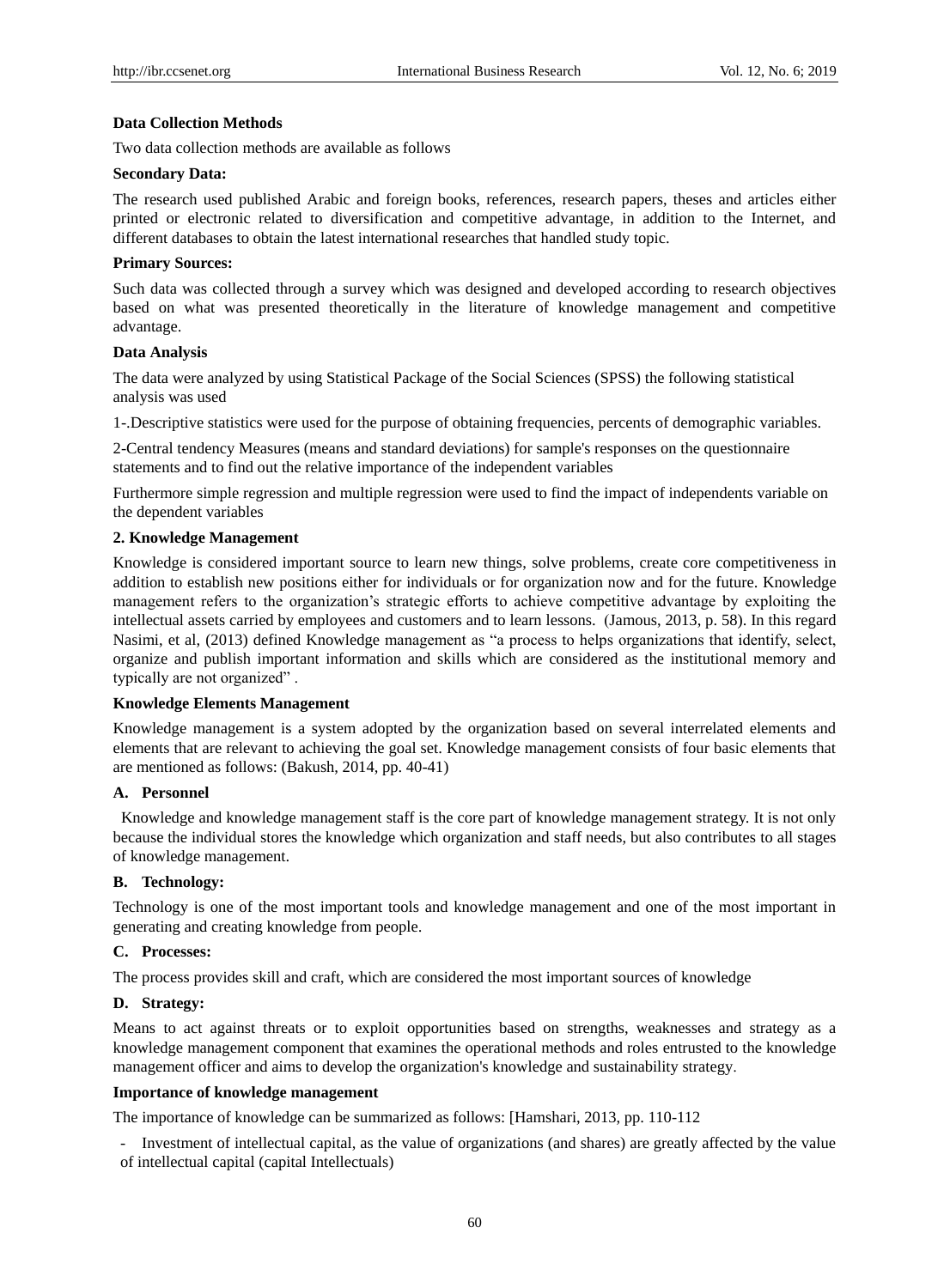**Data Collection Methods**

Two data collection methods are available as follows

**Secondary Data:**

The research used published Arabic and foreign books, references, research papers, theses and articles either printed or electronic related to diversification and competitive advantage, in addition to the Internet, and different databases to obtain the latest international researches that handled study topic.

**Primary Sources:**

Such data was collected through a survey which was designed and developed according to research objectives based on what was presented theoretically in the literature of knowledge management and competitive advantage.

**Data Analysis**

The data were analyzed by using Statistical Package of the Social Sciences (SPSS) the following statistical analysis was used

1-.Descriptive statistics were used for the purpose of obtaining frequencies, percents of demographic variables.

2-Central tendency Measures (means and standard deviations) for sample's responses on the questionnaire statements and to find out the relative importance of the independent variables

Furthermore simple regression and multiple regression were used to find the impact of independents variable on the dependent variables

## 2. Knowledge Management

Knowledge is considered important source to learn new things, solve problems, create core competitiveness in addition to establish new positions either for individuals or for organization now and for the future. Knowledge management refers to the organization's strategic efforts to achieve competitive advantage by exploiting the intellectual assets carried by employees and customers and to learn lessons. (Jamous, 2013, p. 58). In this regard Nasimi, et al, (2013) defined Knowledge management as "a process to helps organizations that identify, select, organize and publish important information and skills which are considered as the institutional memory and typically are not organized" .

**Knowledge Elements Management**

Knowledge management is a system adopted by the organization based on several interrelated elements and elements that are relevant to achieving the goal set. Knowledge management consists of four basic elements that are mentioned as follows: (Bakush, 2014, pp. 40-41)

**A. Personnel**

Knowledge and knowledge management staff is the core part of knowledge management strategy. It is not only because the individual stores the knowledge which organization and staff needs, but also contributes to all stages of knowledge management.

**B. Technology:**

Technology is one of the most important tools and knowledge management and one of the most important in generating and creating knowledge from people.

**C. Processes:**

The process provides skill and craft, which are considered the most important sources of knowledge

**D. Strategy:**

Means to act against threats or to exploit opportunities based on strengths, weaknesses and strategy as a knowledge management component that examines the operational methods and roles entrusted to the knowledge management officer and aims to develop the organization's knowledge and sustainability strategy.

**Importance of knowledge management**

The importance of knowledge can be summarized as follows: [Hamshari, 2013, pp. 110-112

- Investment of intellectual capital, as the value of organizations (and shares) are greatly affected by the value of intellectual capital (capital Intellectuals)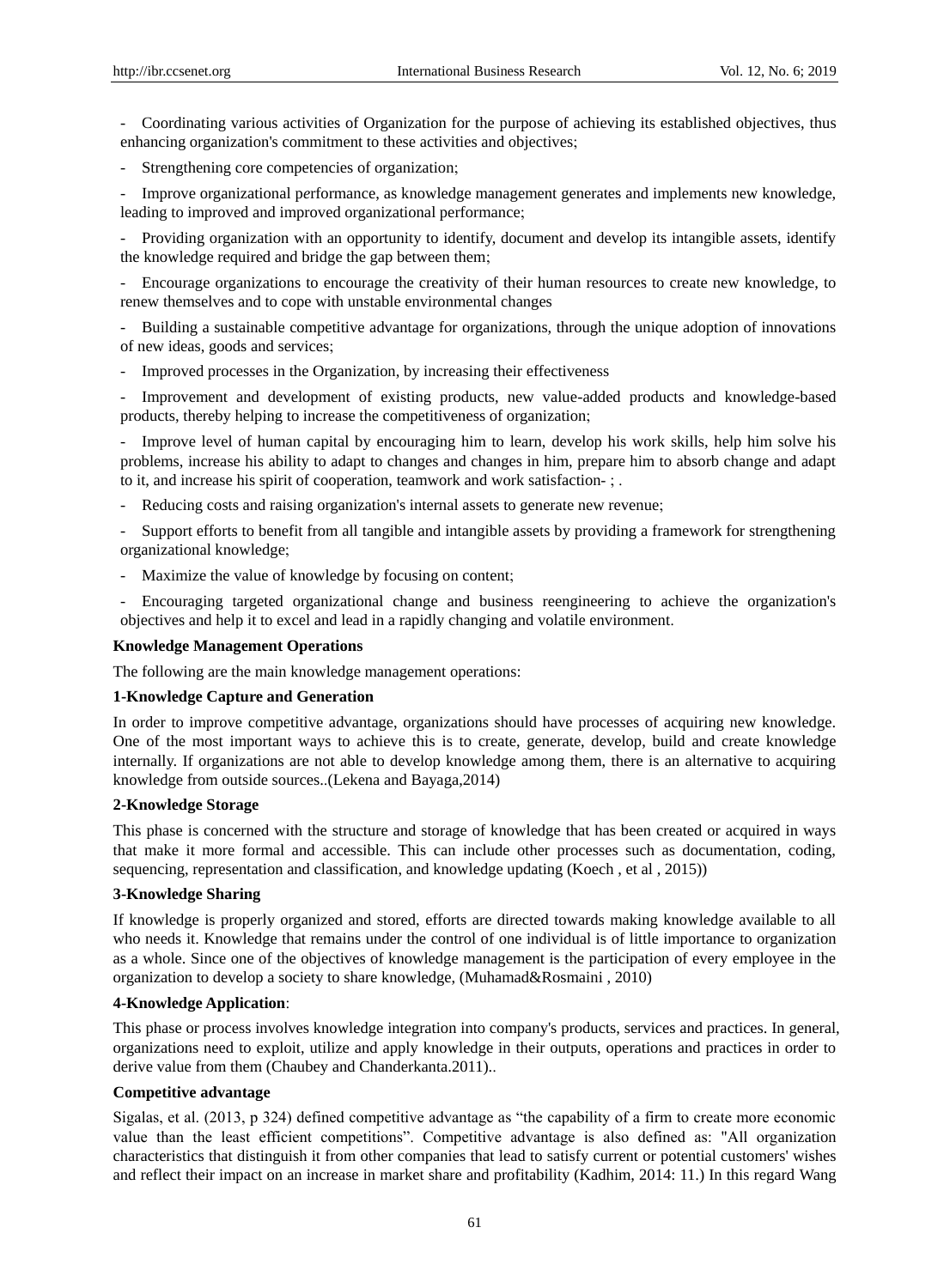- Coordinating various activities of Organization for the purpose of achieving its established objectives, thus enhancing organization's commitment to these activities and objectives;

- Strengthening core competencies of organization;

- Improve organizational performance, as knowledge management generates and implements new knowledge, leading to improved and improved organizational performance;

- Providing organization with an opportunity to identify, document and develop its intangible assets, identify the knowledge required and bridge the gap between them;

- Encourage organizations to encourage the creativity of their human resources to create new knowledge, to renew themselves and to cope with unstable environmental changes

- Building a sustainable competitive advantage for organizations, through the unique adoption of innovations of new ideas, goods and services;

- Improved processes in the Organization, by increasing their effectiveness

- Improvement and development of existing products, new value-added products and knowledge-based products, thereby helping to increase the competitiveness of organization;

- Improve level of human capital by encouraging him to learn, develop his work skills, help him solve his problems, increase his ability to adapt to changes and changes in him, prepare him to absorb change and adapt to it, and increase his spirit of cooperation, teamwork and work satisfaction- ; .

- Reducing costs and raising organization's internal assets to generate new revenue;

- Support efforts to benefit from all tangible and intangible assets by providing a framework for strengthening organizational knowledge;

- Maximize the value of knowledge by focusing on content;

- Encouraging targeted organizational change and business reengineering to achieve the organization's objectives and help it to excel and lead in a rapidly changing and volatile environment.

**Knowledge Management Operations**

The following are the main knowledge management operations:

**1-Knowledge Capture and Generation**

In order to improve competitive advantage, organizations should have processes of acquiring new knowledge. One of the most important ways to achieve this is to create, generate, develop, build and create knowledge internally. If organizations are not able to develop knowledge among them, there is an alternative to acquiring knowledge from outside sources..(Lekena and Bayaga,2014)

**2-Knowledge Storage**

This phase is concerned with the structure and storage of knowledge that has been created or acquired in ways that make it more formal and accessible. This can include other processes such as documentation, coding, sequencing, representation and classification, and knowledge updating (Koech , et al , 2015))

**3-Knowledge Sharing**

If knowledge is properly organized and stored, efforts are directed towards making knowledge available to all who needs it. Knowledge that remains under the control of one individual is of little importance to organization as a whole. Since one of the objectives of knowledge management is the participation of every employee in the organization to develop a society to share knowledge, (Muhamad&Rosmaini , 2010)

**4-Knowledge Application**:

This phase or process involves knowledge integration into company's products, services and practices. In general, organizations need to exploit, utilize and apply knowledge in their outputs, operations and practices in order to derive value from them (Chaubey and Chanderkanta.2011)..

**Competitive advantage**

Sigalas, et al. (2013, p 324) defined competitive advantage as "the capability of a firm to create more economic value than the least efficient competitions". Competitive advantage is also defined as: "All organization characteristics that distinguish it from other companies that lead to satisfy current or potential customers' wishes and reflect their impact on an increase in market share and profitability (Kadhim, 2014: 11.) In this regard Wang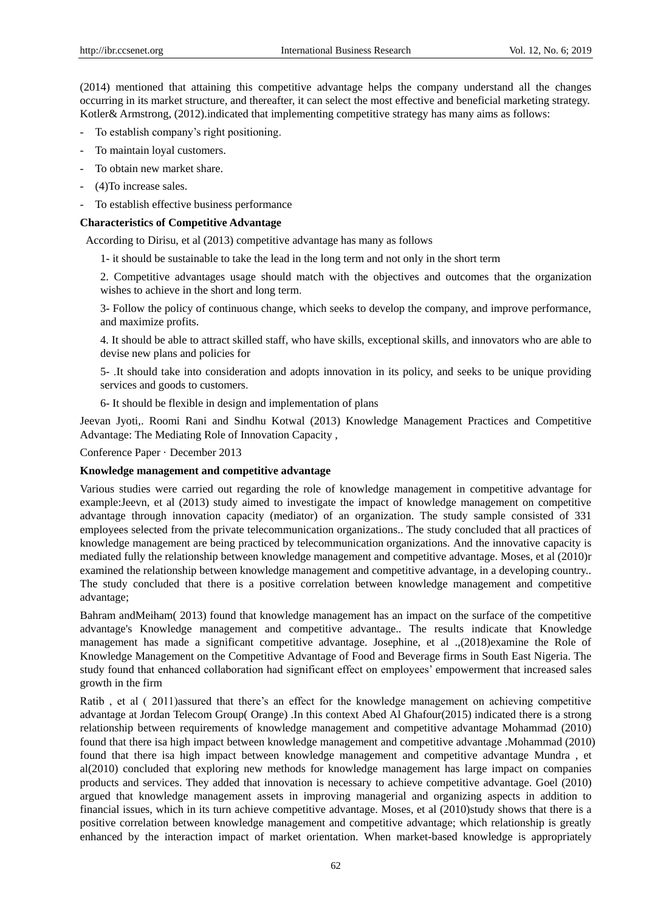(2014) mentioned that attaining this competitive advantage helps the company understand all the changes occurring in its market structure, and thereafter, it can select the most effective and beneficial marketing strategy. Kotler& Armstrong, (2012).indicated that implementing competitive strategy has many aims as follows:

- To establish company's right positioning.
- To maintain loyal customers.
- To obtain new market share.
- (4)To increase sales.
- To establish effective business performance

**Characteristics of Competitive Advantage**

According to Dirisu, et al (2013) competitive advantage has many as follows

1- it should be sustainable to take the lead in the long term and not only in the short term

2. Competitive advantages usage should match with the objectives and outcomes that the organization wishes to achieve in the short and long term.

3- Follow the policy of continuous change, which seeks to develop the company, and improve performance, and maximize profits.

4. It should be able to attract skilled staff, who have skills, exceptional skills, and innovators who are able to devise new plans and policies for

5- .It should take into consideration and adopts innovation in its policy, and seeks to be unique providing services and goods to customers.

6- It should be flexible in design and implementation of plans

Jeevan Jyoti,. Roomi Rani and Sindhu Kotwal (2013) Knowledge Management Practices and Competitive Advantage: The Mediating Role of Innovation Capacity ,

Conference Paper · December 2013

**Knowledge management and competitive advantage**

Various studies were carried out regarding the role of knowledge management in competitive advantage for example:Jeevn, et al (2013) study aimed to investigate the impact of knowledge management on competitive advantage through innovation capacity (mediator) of an organization. The study sample consisted of 331 employees selected from the private telecommunication organizations.. The study concluded that all practices of knowledge management are being practiced by telecommunication organizations. And the innovative capacity is mediated fully the relationship between knowledge management and competitive advantage. Moses, et al (2010)r examined the relationship between knowledge management and competitive advantage, in a developing country.. The study concluded that there is a positive correlation between knowledge management and competitive advantage;

Bahram andMeiham( 2013) found that knowledge management has an impact on the surface of the competitive advantage's Knowledge management and competitive advantage.. The results indicate that Knowledge management has made a significant competitive advantage. Josephine, et al .,(2018)examine the Role of Knowledge Management on the Competitive Advantage of Food and Beverage firms in South East Nigeria. The study found that enhanced collaboration had significant effect on employees' empowerment that increased sales growth in the firm

Ratib , et al ( 2011)assured that there's an effect for the knowledge management on achieving competitive advantage at Jordan Telecom Group( Orange) .In this context Abed Al Ghafour(2015) indicated there is a strong relationship between requirements of knowledge management and competitive advantage Mohammad (2010) found that there isa high impact between knowledge management and competitive advantage .Mohammad (2010) found that there isa high impact between knowledge management and competitive advantage Mundra , et al(2010) concluded that exploring new methods for knowledge management has large impact on companies products and services. They added that innovation is necessary to achieve competitive advantage. Goel (2010) argued that knowledge management assets in improving managerial and organizing aspects in addition to financial issues, which in its turn achieve competitive advantage. Moses, et al (2010)study shows that there is a positive correlation between knowledge management and competitive advantage; which relationship is greatly enhanced by the interaction impact of market orientation. When market-based knowledge is appropriately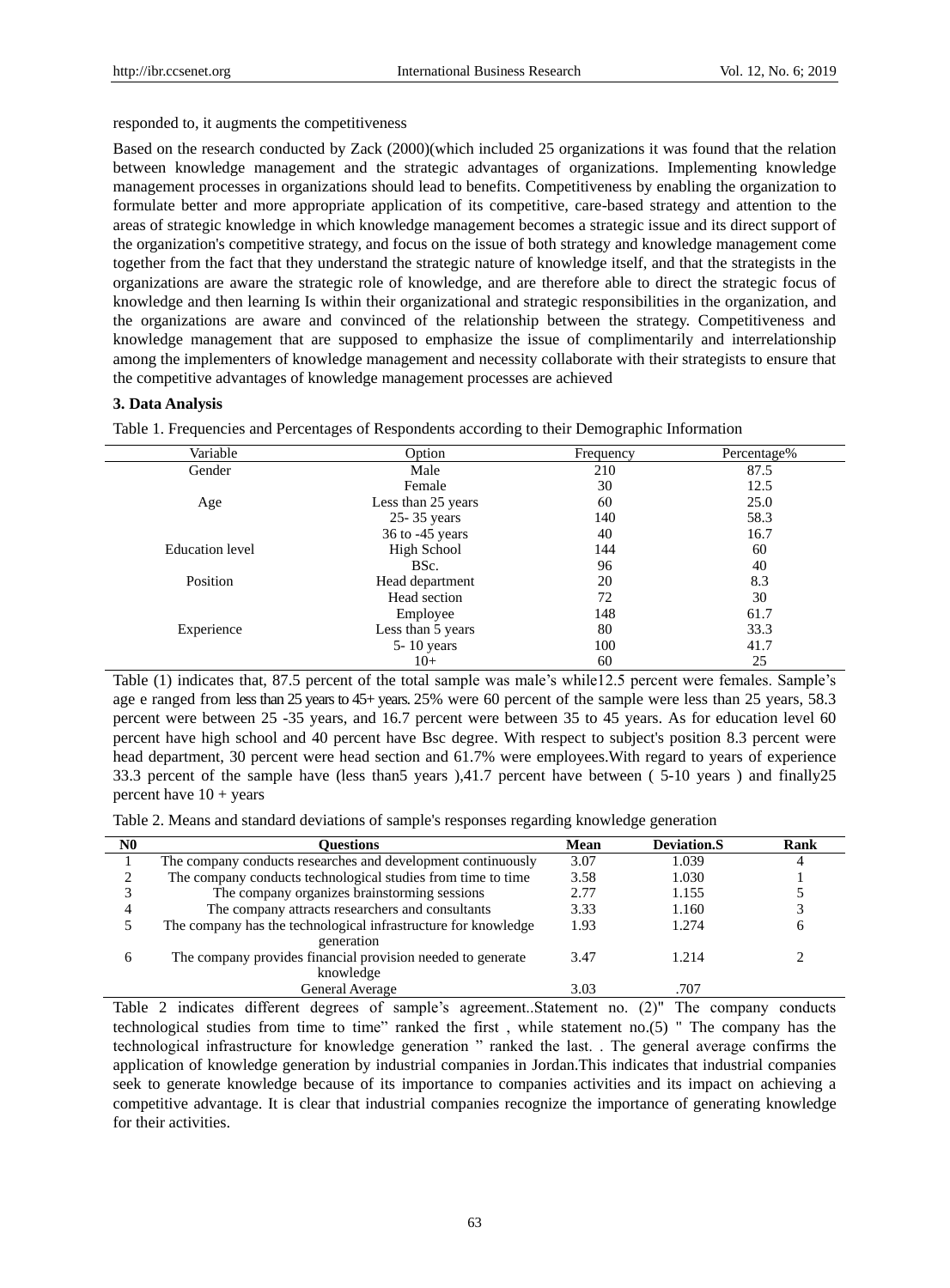responded to, it augments the competitiveness

Based on the research conducted by Zack (2000)(which included 25 organizations it was found that the relation between knowledge management and the strategic advantages of organizations. Implementing knowledge management processes in organizations should lead to benefits. Competitiveness by enabling the organization to formulate better and more appropriate application of its competitive, care-based strategy and attention to the areas of strategic knowledge in which knowledge management becomes a strategic issue and its direct support of the organization's competitive strategy, and focus on the issue of both strategy and knowledge management come together from the fact that they understand the strategic nature of knowledge itself, and that the strategists in the organizations are aware the strategic role of knowledge, and are therefore able to direct the strategic focus of knowledge and then learning Is within their organizational and strategic responsibilities in the organization, and the organizations are aware and convinced of the relationship between the strategy. Competitiveness and knowledge management that are supposed to emphasize the issue of complimentarily and interrelationship among the implementers of knowledge management and necessity collaborate with their strategists to ensure that the competitive advantages of knowledge management processes are achieved

### 3. Data Analysis

Table 1. Frequencies and Percentages of Respondents according to their Demographic Information

| Variable | Option | Frequency | Percentage% |
|---|---|---|---|
| Gender | Male | 210 | 87.5 |
| | Female | 30 | 12.5 |
| Age | Less than 25 years | 60 | 25.0 |
| | 25- 35 years | 140 | 58.3 |
| | 36 to -45 years | 40 | 16.7 |
| Education level | High School | 144 | 60 |
| | BSc. | 96 | 40 |
| Position | Head department | 20 | 8.3 |
| | Head section | 72 | 30 |
| | Employee | 148 | 61.7 |
| Experience | Less than 5 years | 80 | 33.3 |
| | 5- 10 years | 100 | 41.7 |
| | 10+ | 60 | 25 |

Table (1) indicates that, 87.5 percent of the total sample was male's while12.5 percent were females. Sample's age e ranged from less than 25 years to 45+ years. 25% were 60 percent of the sample were less than 25 years, 58.3 percent were between 25 -35 years, and 16.7 percent were between 35 to 45 years. As for education level 60 percent have high school and 40 percent have Bsc degree. With respect to subject's position 8.3 percent were head department, 30 percent were head section and 61.7% were employees.With regard to years of experience 33.3 percent of the sample have (less than5 years ),41.7 percent have between ( 5-10 years ) and finally25 percent have 10 + years

Table 2. Means and standard deviations of sample's responses regarding knowledge generation

| N0 | Questions | Mean | Deviation.S | Rank |
|---|---|---|---|---|
| 1 | The company conducts researches and development continuously | 3.07 | 1.039 | 4 |
| 2 | The company conducts technological studies from time to time | 3.58 | 1.030 | 1 |
| 3 | The company organizes brainstorming sessions | 2.77 | 1.155 | 5 |
| 4 | The company attracts researchers and consultants | 3.33 | 1.160 | 3 |
| 5 | The company has the technological infrastructure for knowledge generation | 1.93 | 1.274 | 6 |
| 6 | The company provides financial provision needed to generate knowledge | 3.47 | 1.214 | 2 |
| | General Average | 3.03 | .707 | |

Table 2 indicates different degrees of sample's agreement..Statement no. (2)" The company conducts technological studies from time to time" ranked the first , while statement no.(5) " The company has the technological infrastructure for knowledge generation " ranked the last. . The general average confirms the application of knowledge generation by industrial companies in Jordan.This indicates that industrial companies seek to generate knowledge because of its importance to companies activities and its impact on achieving a competitive advantage. It is clear that industrial companies recognize the importance of generating knowledge for their activities.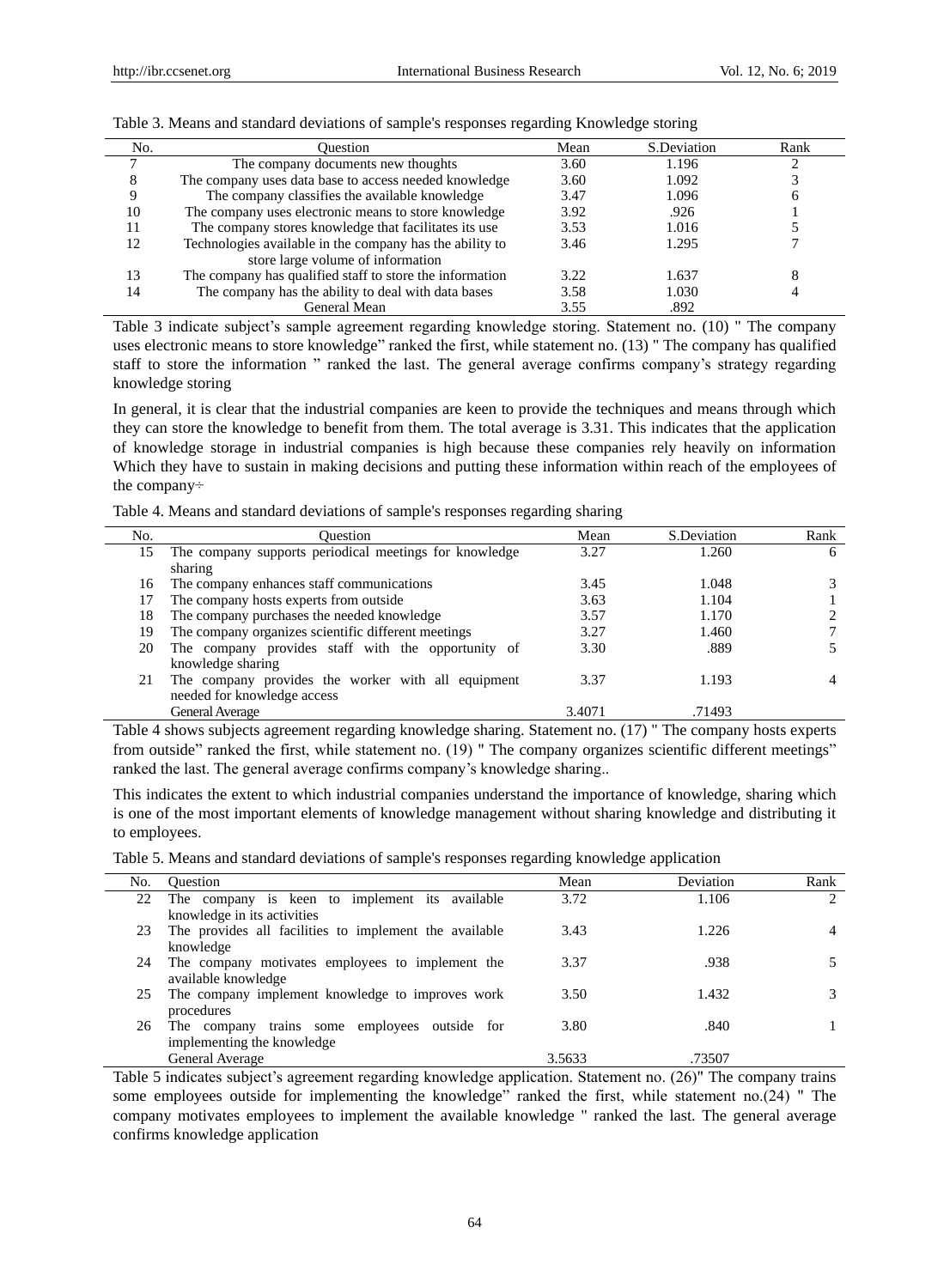Table 3. Means and standard deviations of sample's responses regarding Knowledge storing

| No. | Question | Mean | S.Deviation | Rank |
|---|---|---|---|---|
| 7 | The company documents new thoughts | 3.60 | 1.196 | 2 |
| 8 | The company uses data base to access needed knowledge | 3.60 | 1.092 | 3 |
| 9 | The company classifies the available knowledge | 3.47 | 1.096 | 6 |
| 10 | The company uses electronic means to store knowledge | 3.92 | .926 | 1 |
| 11 | The company stores knowledge that facilitates its use | 3.53 | 1.016 | 5 |
| 12 | Technologies available in the company has the ability to store large volume of information | 3.46 | 1.295 | 7 |
| 13 | The company has qualified staff to store the information | 3.22 | 1.637 | 8 |
| 14 | The company has the ability to deal with data bases | 3.58 | 1.030 | 4 |
| | General Mean | 3.55 | .892 | |

Table 3 indicate subject's sample agreement regarding knowledge storing. Statement no. (10) " The company uses electronic means to store knowledge" ranked the first, while statement no. (13) " The company has qualified staff to store the information " ranked the last. The general average confirms company's strategy regarding knowledge storing

In general, it is clear that the industrial companies are keen to provide the techniques and means through which they can store the knowledge to benefit from them. The total average is 3.31. This indicates that the application of knowledge storage in industrial companies is high because these companies rely heavily on information Which they have to sustain in making decisions and putting these information within reach of the employees of the company÷

Table 4. Means and standard deviations of sample's responses regarding sharing

| No. | Question | Mean | S.Deviation | Rank |
|---|---|---|---|---|
| 15 | The company supports periodical meetings for knowledge sharing | 3.27 | 1.260 | 6 |
| 16 | The company enhances staff communications | 3.45 | 1.048 | 3 |
| 17 | The company hosts experts from outside | 3.63 | 1.104 | 1 |
| 18 | The company purchases the needed knowledge | 3.57 | 1.170 | 2 |
| 19 | The company organizes scientific different meetings | 3.27 | 1.460 | 7 |
| 20 | The company provides staff with the opportunity of knowledge sharing | 3.30 | .889 | 5 |
| 21 | The company provides the worker with all equipment needed for knowledge access | 3.37 | 1.193 | 4 |
| | General Average | 3.4071 | .71493 | |

Table 4 shows subjects agreement regarding knowledge sharing. Statement no. (17) " The company hosts experts from outside" ranked the first, while statement no. (19) " The company organizes scientific different meetings" ranked the last. The general average confirms company's knowledge sharing..

This indicates the extent to which industrial companies understand the importance of knowledge, sharing which is one of the most important elements of knowledge management without sharing knowledge and distributing it to employees.

Table 5. Means and standard deviations of sample's responses regarding knowledge application

| No. | Question | Mean | Deviation | Rank |
|---|---|---|---|---|
| 22 | The company is keen to implement its available knowledge in its activities | 3.72 | 1.106 | 2 |
| 23 | The provides all facilities to implement the available knowledge | 3.43 | 1.226 | 4 |
| 24 | The company motivates employees to implement the available knowledge | 3.37 | .938 | 5 |
| 25 | The company implement knowledge to improves work procedures | 3.50 | 1.432 | 3 |
| 26 | The company trains some employees outside for implementing the knowledge | 3.80 | .840 | 1 |
| | General Average | 3.5633 | .73507 | |

Table 5 indicates subject's agreement regarding knowledge application. Statement no. (26)" The company trains some employees outside for implementing the knowledge" ranked the first, while statement no.(24) " The company motivates employees to implement the available knowledge " ranked the last. The general average confirms knowledge application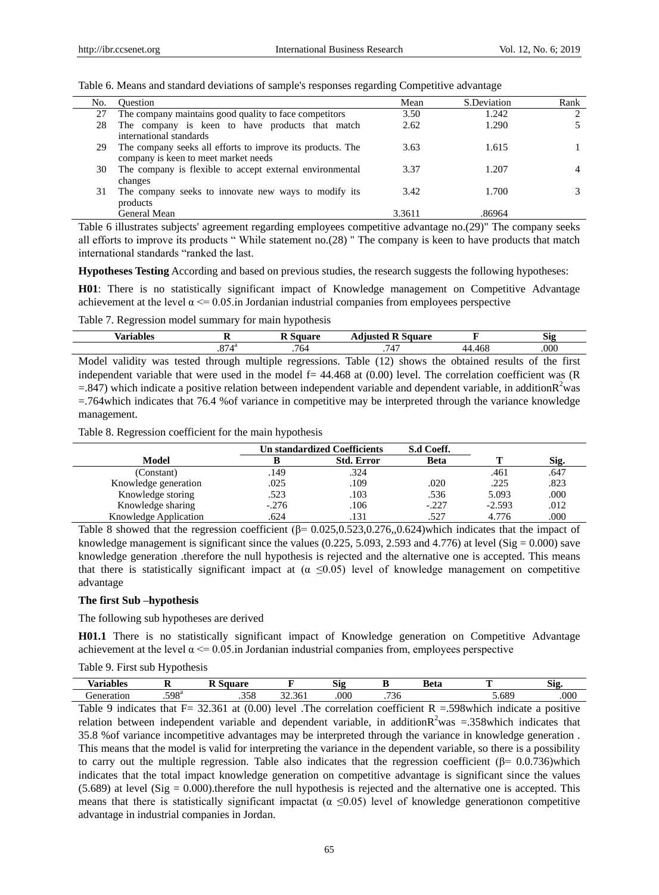Table 6. Means and standard deviations of sample's responses regarding Competitive advantage

| No. | Question | Mean | S.Deviation | Rank |
|---|---|---|---|---|
| 27 | The company maintains good quality to face competitors | 3.50 | 1.242 | 2 |
| 28 | The company is keen to have products that match international standards | 2.62 | 1.290 | 5 |
| 29 | The company seeks all efforts to improve its products. The company is keen to meet market needs | 3.63 | 1.615 | 1 |
| 30 | The company is flexible to accept external environmental changes | 3.37 | 1.207 | 4 |
| 31 | The company seeks to innovate new ways to modify its products | 3.42 | 1.700 | 3 |
| | General Mean | 3.3611 | .86964 | |

Table 6 illustrates subjects' agreement regarding employees competitive advantage no.(29)" The company seeks all efforts to improve its products " While statement no.(28) " The company is keen to have products that match international standards "ranked the last.

**Hypotheses Testing** According and based on previous studies, the research suggests the following hypotheses:

**H01**: There is no statistically significant impact of Knowledge management on Competitive Advantage achievement at the level $\alpha <= 0.05$.in Jordanian industrial companies from employees perspective

Table 7. Regression model summary for main hypothesis

| Variables | R | R Square | Adjusted R Square | F | Sig |
|---|---|---|---|---|---|
| | .874[a] | .764 | .747 | 44.468 | .000 |

Model validity was tested through multiple regressions. Table (12) shows the obtained results of the first independent variable that were used in the model f= 44.468 at (0.00) level. The correlation coefficient was (R =.847) which indicate a positive relation between independent variable and dependent variable, in addition$R^2$was =.764which indicates that 76.4 %of variance in competitive may be interpreted through the variance knowledge management.

Table 8. Regression coefficient for the main hypothesis

| | Un standardized Coefficients | | S.d Coeff. | | |
|---|---|---|---|---|---|
| **Model** | **B** | **Std. Error** | **Beta** | **T** | **Sig.** |
| (Constant) | .149 | .324 | | .461 | .647 |
| Knowledge generation | .025 | .109 | .020 | .225 | .823 |
| Knowledge storing | .523 | .103 | .536 | 5.093 | .000 |
| Knowledge sharing | -.276 | .106 | -.227 | -2.593 | .012 |
| Knowledge Application | .624 | .131 | .527 | 4.776 | .000 |

Table 8 showed that the regression coefficient (β= 0.025,0.523,0.276,,0.624)which indicates that the impact of knowledge management is significant since the values (0.225, 5.093, 2.593 and 4.776) at level (Sig = 0.000) save knowledge generation .therefore the null hypothesis is rejected and the alternative one is accepted. This means that there is statistically significant impact at ($\alpha \leq 0.05$) level of knowledge management on competitive advantage

**The first Sub –hypothesis**

The following sub hypotheses are derived

**H01.1** There is no statistically significant impact of Knowledge generation on Competitive Advantage achievement at the level $\alpha <= 0.05$.in Jordanian industrial companies from, employees perspective

Table 9. First sub Hypothesis

| Variables | R | R Square | F | Sig | B | Beta | T | Sig. |
|---|---|---|---|---|---|---|---|---|
| Generation | .598[a] | .358 | 32.361 | .000 | .736 | | 5.689 | .000 |

Table 9 indicates that F= 32.361 at (0.00) level .The correlation coefficient R =.598which indicate a positive relation between independent variable and dependent variable, in addition$R^2$was =.358which indicates that 35.8 %of variance incompetitive advantages may be interpreted through the variance in knowledge generation . This means that the model is valid for interpreting the variance in the dependent variable, so there is a possibility to carry out the multiple regression. Table also indicates that the regression coefficient (β= 0.0.736)which indicates that the total impact knowledge generation on competitive advantage is significant since the values (5.689) at level (Sig = 0.000).therefore the null hypothesis is rejected and the alternative one is accepted. This means that there is statistically significant impactat ($\alpha \leq 0.05$) level of knowledge generationon competitive advantage in industrial companies in Jordan.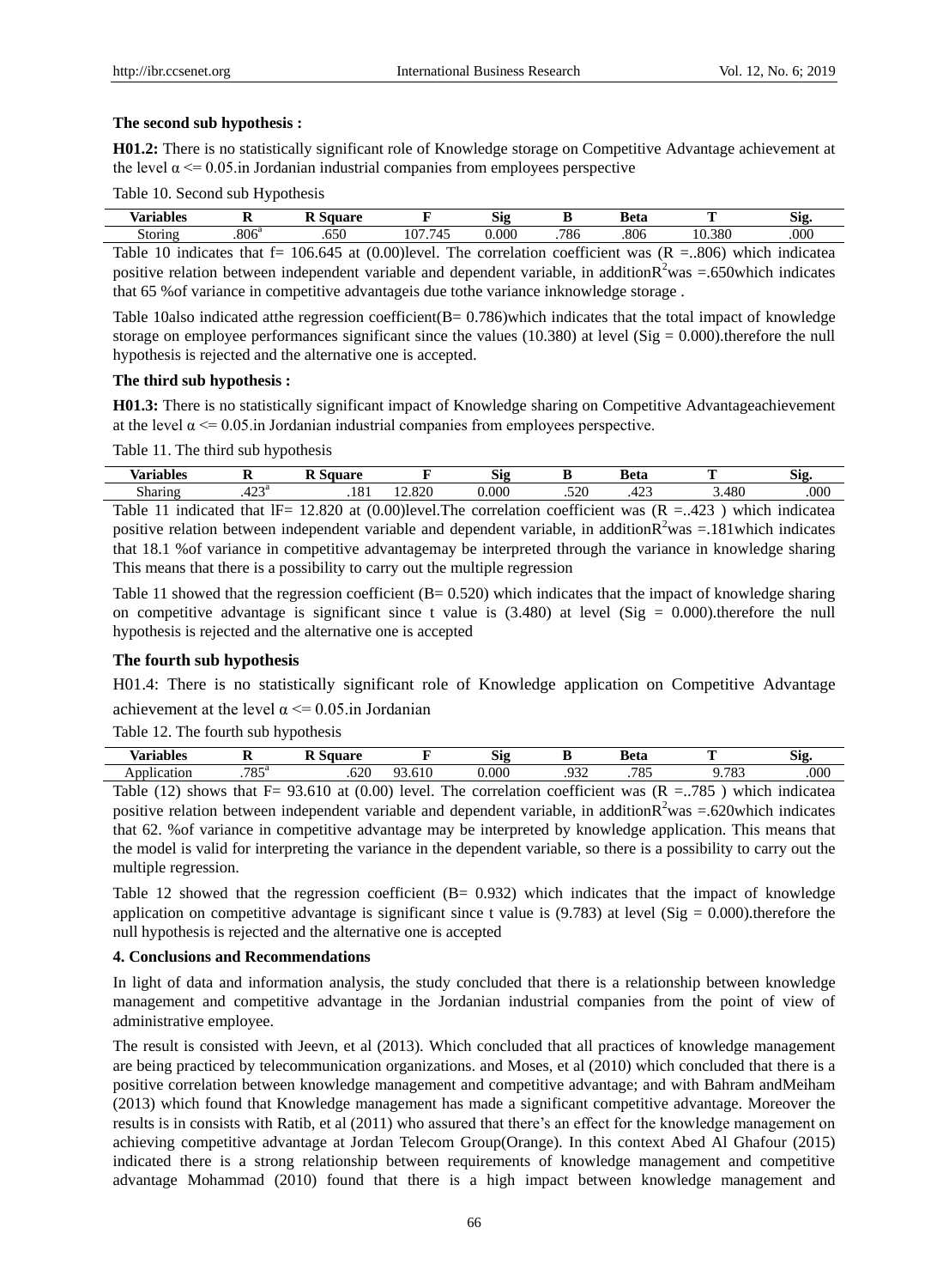**The second sub hypothesis :**

**H01.2:** There is no statistically significant role of Knowledge storage on Competitive Advantage achievement at the level α <= 0.05.in Jordanian industrial companies from employees perspective

Table 10. Second sub Hypothesis

| Variables | R | R Square | F | Sig | B | Beta | T | Sig. |
|---|---|---|---|---|---|---|---|---|
| Storing | .806[a] | .650 | 107.745 | 0.000 | .786 | .806 | 10.380 | .000 |

Table 10 indicates that f= 106.645 at (0.00)level. The correlation coefficient was (R =..806) which indicatea positive relation between independent variable and dependent variable, in addition$R^2$was =.650which indicates that 65 %of variance in competitive advantageis due tothe variance inknowledge storage .

Table 10also indicated atthe regression coefficient(B= 0.786)which indicates that the total impact of knowledge storage on employee performances significant since the values (10.380) at level (Sig = 0.000).therefore the null hypothesis is rejected and the alternative one is accepted.

**The third sub hypothesis :**

**H01.3:** There is no statistically significant impact of Knowledge sharing on Competitive Advantageachievement at the level α <= 0.05.in Jordanian industrial companies from employees perspective.

Table 11. The third sub hypothesis

| Variables | R | R Square | F | Sig | B | Beta | T | Sig. |
|---|---|---|---|---|---|---|---|---|
| Sharing | .423[a] | .181 | 12.820 | 0.000 | .520 | .423 | 3.480 | .000 |

Table 11 indicated that lF= 12.820 at (0.00)level.The correlation coefficient was (R =..423 ) which indicatea positive relation between independent variable and dependent variable, in addition$R^2$was =.181which indicates that 18.1 %of variance in competitive advantagemay be interpreted through the variance in knowledge sharing This means that there is a possibility to carry out the multiple regression

Table 11 showed that the regression coefficient (B= 0.520) which indicates that the impact of knowledge sharing on competitive advantage is significant since t value is (3.480) at level (Sig = 0.000).therefore the null hypothesis is rejected and the alternative one is accepted

**The fourth sub hypothesis**

H01.4: There is no statistically significant role of Knowledge application on Competitive Advantage achievement at the level α <= 0.05.in Jordanian

Table 12. The fourth sub hypothesis

| Variables | R | R Square | F | Sig | B | Beta | T | Sig. |
|---|---|---|---|---|---|---|---|---|
| Application | .785[a] | .620 | 93.610 | 0.000 | .932 | .785 | 9.783 | .000 |

Table (12) shows that F= 93.610 at (0.00) level. The correlation coefficient was (R =..785 ) which indicatea positive relation between independent variable and dependent variable, in addition$R^2$was =.620which indicates that 62. %of variance in competitive advantage may be interpreted by knowledge application. This means that the model is valid for interpreting the variance in the dependent variable, so there is a possibility to carry out the multiple regression.

Table 12 showed that the regression coefficient (B= 0.932) which indicates that the impact of knowledge application on competitive advantage is significant since t value is (9.783) at level (Sig = 0.000).therefore the null hypothesis is rejected and the alternative one is accepted

**4. Conclusions and Recommendations**

In light of data and information analysis, the study concluded that there is a relationship between knowledge management and competitive advantage in the Jordanian industrial companies from the point of view of administrative employee.

The result is consisted with Jeevn, et al (2013). Which concluded that all practices of knowledge management are being practiced by telecommunication organizations. and Moses, et al (2010) which concluded that there is a positive correlation between knowledge management and competitive advantage; and with Bahram andMeiham (2013) which found that Knowledge management has made a significant competitive advantage. Moreover the results is in consists with Ratib, et al (2011) who assured that there's an effect for the knowledge management on achieving competitive advantage at Jordan Telecom Group(Orange). In this context Abed Al Ghafour (2015) indicated there is a strong relationship between requirements of knowledge management and competitive advantage Mohammad (2010) found that there is a high impact between knowledge management and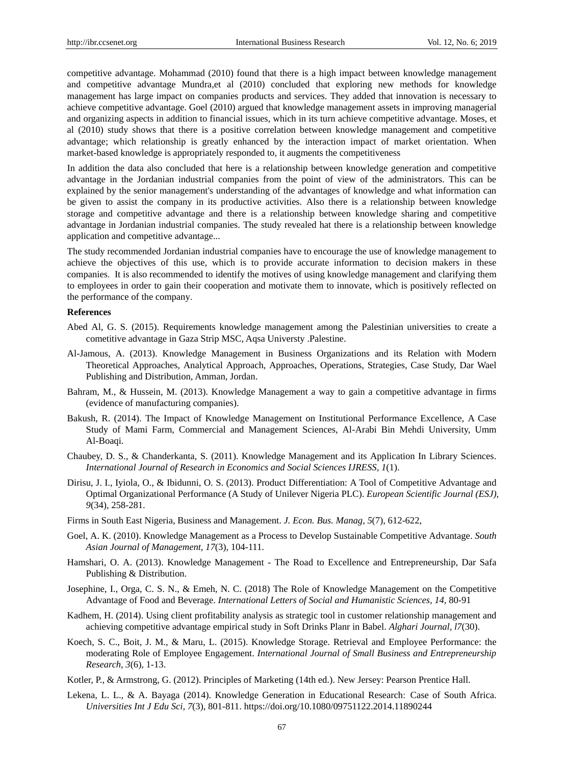competitive advantage. Mohammad (2010) found that there is a high impact between knowledge management and competitive advantage Mundra,et al (2010) concluded that exploring new methods for knowledge management has large impact on companies products and services. They added that innovation is necessary to achieve competitive advantage. Goel (2010) argued that knowledge management assets in improving managerial and organizing aspects in addition to financial issues, which in its turn achieve competitive advantage. Moses, et al (2010) study shows that there is a positive correlation between knowledge management and competitive advantage; which relationship is greatly enhanced by the interaction impact of market orientation. When market-based knowledge is appropriately responded to, it augments the competitiveness

In addition the data also concluded that here is a relationship between knowledge generation and competitive advantage in the Jordanian industrial companies from the point of view of the administrators. This can be explained by the senior management's understanding of the advantages of knowledge and what information can be given to assist the company in its productive activities. Also there is a relationship between knowledge storage and competitive advantage and there is a relationship between knowledge sharing and competitive advantage in Jordanian industrial companies. The study revealed hat there is a relationship between knowledge application and competitive advantage...

The study recommended Jordanian industrial companies have to encourage the use of knowledge management to achieve the objectives of this use, which is to provide accurate information to decision makers in these companies. It is also recommended to identify the motives of using knowledge management and clarifying them to employees in order to gain their cooperation and motivate them to innovate, which is positively reflected on the performance of the company.

**References**

Abed Al, G. S. (2015). Requirements knowledge management among the Palestinian universities to create a cometitive advantage in Gaza Strip MSC, Aqsa Universty .Palestine.

Al-Jamous, A. (2013). Knowledge Management in Business Organizations and its Relation with Modern Theoretical Approaches, Analytical Approach, Approaches, Operations, Strategies, Case Study, Dar Wael Publishing and Distribution, Amman, Jordan.

Bahram, M., & Hussein, M. (2013). Knowledge Management a way to gain a competitive advantage in firms (evidence of manufacturing companies).

Bakush, R. (2014). The Impact of Knowledge Management on Institutional Performance Excellence, A Case Study of Mami Farm, Commercial and Management Sciences, Al-Arabi Bin Mehdi University, Umm Al-Boaqi.

Chaubey, D. S., & Chanderkanta, S. (2011). Knowledge Management and its Application In Library Sciences. *International Journal of Research in Economics and Social Sciences IJRESS, 1*(1).

Dirisu, J. I., Iyiola, O., & Ibidunni, O. S. (2013). Product Differentiation: A Tool of Competitive Advantage and Optimal Organizational Performance (A Study of Unilever Nigeria PLC). *European Scientific Journal (ESJ), 9*(34), 258-281.

Firms in South East Nigeria, Business and Management. *J. Econ. Bus. Manag, 5*(7), 612-622,

Goel, A. K. (2010). Knowledge Management as a Process to Develop Sustainable Competitive Advantage. *South Asian Journal of Management, 17*(3), 104-111.

Hamshari, O. A. (2013). Knowledge Management - The Road to Excellence and Entrepreneurship, Dar Safa Publishing & Distribution.

Josephine, I., Orga, C. S. N., & Emeh, N. C. (2018) The Role of Knowledge Management on the Competitive Advantage of Food and Beverage. *International Letters of Social and Humanistic Sciences, 14,* 80-91

Kadhem, H. (2014). Using client profitability analysis as strategic tool in customer relationship management and achieving competitive advantage empirical study in Soft Drinks Planr in Babel. *Alghari Journal, l7*(30).

Koech, S. C., Boit, J. M., & Maru, L. (2015). Knowledge Storage. Retrieval and Employee Performance: the moderating Role of Employee Engagement. *International Journal of Small Business and Entrepreneurship Research, 3*(6), 1-13.

Kotler, P., & Armstrong, G. (2012). Principles of Marketing (14th ed.). New Jersey: Pearson Prentice Hall.

Lekena, L. L., & A. Bayaga (2014). Knowledge Generation in Educational Research: Case of South Africa. *Universities Int J Edu Sci, 7*(3), 801-811. https://doi.org/10.1080/09751122.2014.11890244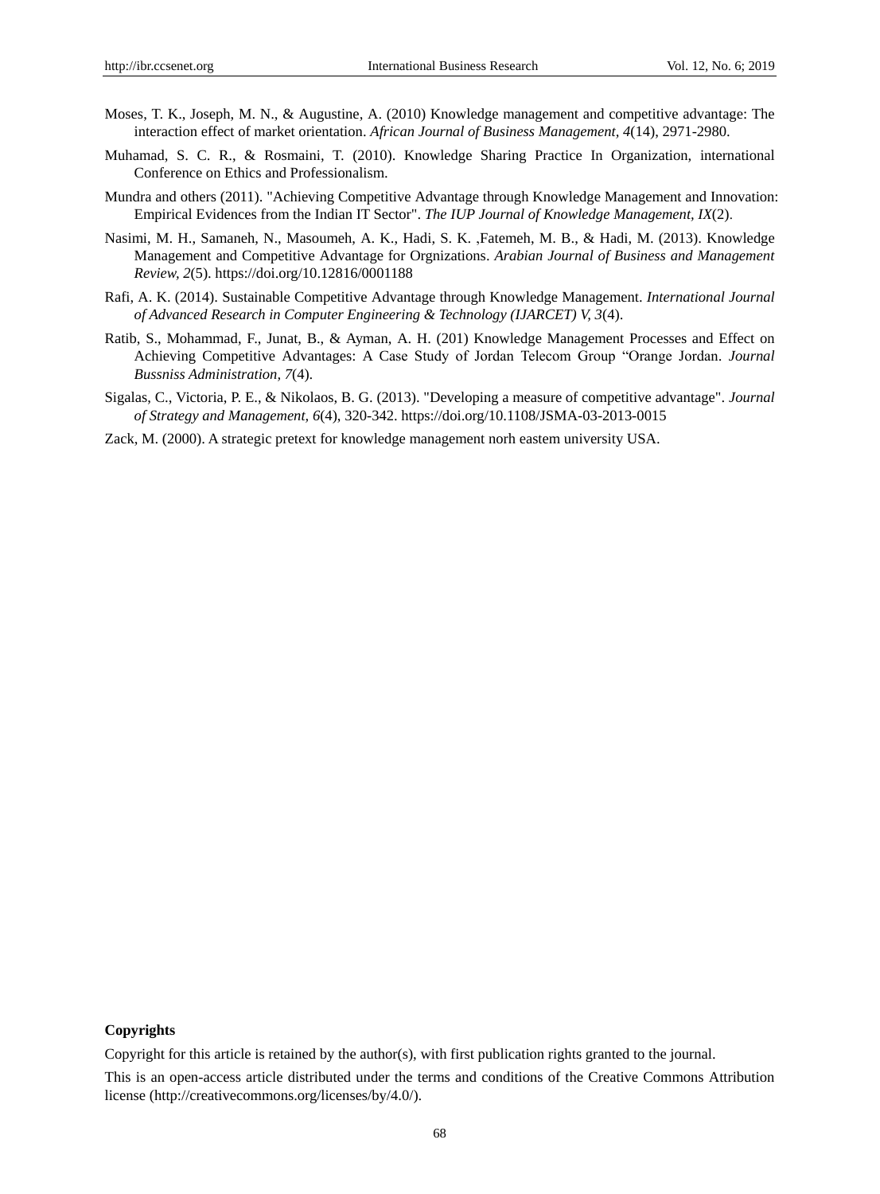Moses, T. K., Joseph, M. N., & Augustine, A. (2010) Knowledge management and competitive advantage: The interaction effect of market orientation. *African Journal of Business Management, 4*(14), 2971-2980.

Muhamad, S. C. R., & Rosmaini, T. (2010). Knowledge Sharing Practice In Organization, international Conference on Ethics and Professionalism.

Mundra and others (2011). "Achieving Competitive Advantage through Knowledge Management and Innovation: Empirical Evidences from the Indian IT Sector". *The IUP Journal of Knowledge Management, IX*(2).

Nasimi, M. H., Samaneh, N., Masoumeh, A. K., Hadi, S. K. ,Fatemeh, M. B., & Hadi, M. (2013). Knowledge Management and Competitive Advantage for Orgnizations. *Arabian Journal of Business and Management Review, 2*(5). https://doi.org/10.12816/0001188

Rafi, A. K. (2014). Sustainable Competitive Advantage through Knowledge Management. *International Journal of Advanced Research in Computer Engineering & Technology (IJARCET) V, 3*(4).

Ratib, S., Mohammad, F., Junat, B., & Ayman, A. H. (201) Knowledge Management Processes and Effect on Achieving Competitive Advantages: A Case Study of Jordan Telecom Group "Orange Jordan. *Journal Bussniss Administration, 7*(4).

Sigalas, C., Victoria, P. E., & Nikolaos, B. G. (2013). "Developing a measure of competitive advantage". *Journal of Strategy and Management, 6*(4), 320-342. https://doi.org/10.1108/JSMA-03-2013-0015

Zack, M. (2000). A strategic pretext for knowledge management norh eastem university USA.

**Copyrights**

Copyright for this article is retained by the author(s), with first publication rights granted to the journal.

This is an open-access article distributed under the terms and conditions of the Creative Commons Attribution license (http://creativecommons.org/licenses/by/4.0/).